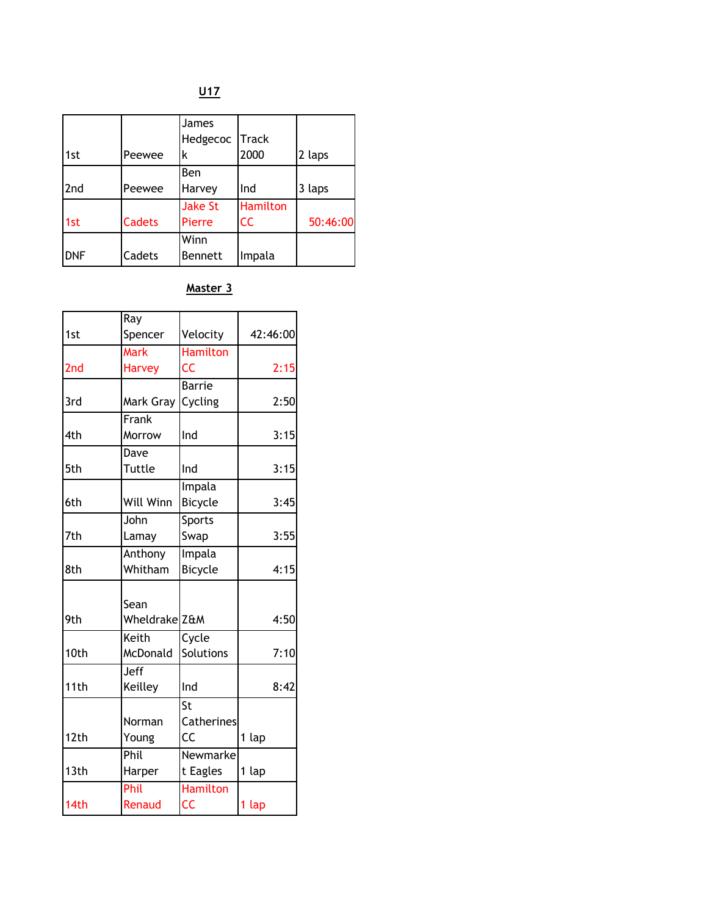## U17

| | | | | |
|---|---|---|---|---|
| 1st | Peewee | James Hedgecock | Track 2000 | 2 laps |
| 2nd | Peewee | Ben Harvey | Ind | 3 laps |
| 1st | Cadets | Jake St Pierre | Hamilton CC | 50:46:00 |
| DNF | Cadets | Winn Bennett | Impala | |

## Master 3

| | | | |
|---|---|---|---|
| 1st | Ray Spencer | Velocity | 42:46:00 |
| 2nd | Mark Harvey | Hamilton CC | 2:15 |
| 3rd | Mark Gray | Barrie Cycling | 2:50 |
| 4th | Frank Morrow | Ind | 3:15 |
| 5th | Dave Tuttle | Ind | 3:15 |
| 6th | Will Winn | Impala Bicycle | 3:45 |
| 7th | John Lamay | Sports Swap | 3:55 |
| 8th | Anthony Whitham | Impala Bicycle | 4:15 |
| 9th | Sean Wheldrake | Z&M | 4:50 |
| 10th | Keith McDonald | Cycle Solutions | 7:10 |
| 11th | Jeff Keilley | Ind | 8:42 |
| 12th | Norman Young | St Catherines CC | 1 lap |
| 13th | Phil Harper | Newmarket Eagles | 1 lap |
| 14th | Phil Renaud | Hamilton CC | 1 lap |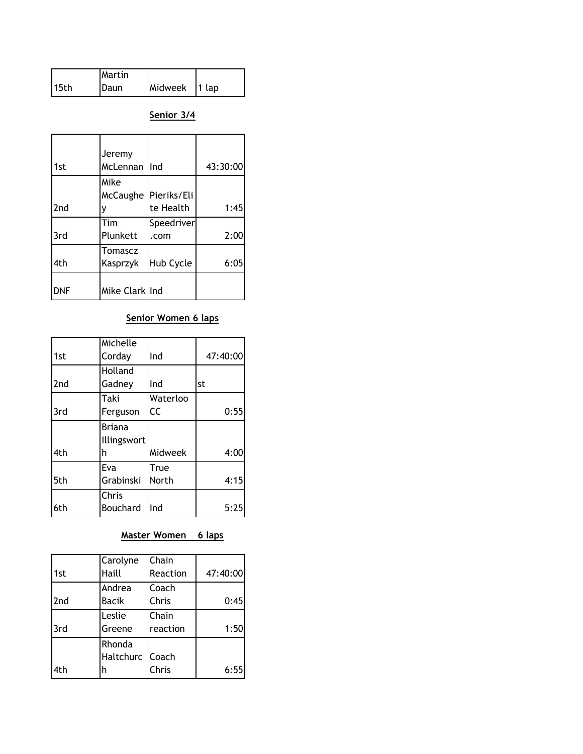| 15th | Martin Daun | Midweek | 1 lap |
|---|---|---|---|

**Senior 3/4**

| 1st | Jeremy McLennan | Ind | 43:30:00 |
|---|---|---|---|
| 2nd | Mike McCaughey | Pieriks/Elite Health | 1:45 |
| 3rd | Tim Plunkett | Speedriver.com | 2:00 |
| 4th | Tomascz Kasprzyk | Hub Cycle | 6:05 |
| DNF | Mike Clark | Ind | |

**Senior Women 6 laps**

| 1st | Michelle Corday | Ind | 47:40:00 |
|---|---|---|---|
| 2nd | Holland Gadney | Ind | st |
| 3rd | Taki Ferguson | Waterloo CC | 0:55 |
| 4th | Briana Illingsworth | Midweek | 4:00 |
| 5th | Eva Grabinski | True North | 4:15 |
| 6th | Chris Bouchard | Ind | 5:25 |

**Master Women 6 laps**

| 1st | Carolyne Haill | Chain Reaction | 47:40:00 |
|---|---|---|---|
| 2nd | Andrea Bacik | Coach Chris | 0:45 |
| 3rd | Leslie Greene | Chain reaction | 1:50 |
| 4th | Rhonda Haltchurch | Coach Chris | 6:55 |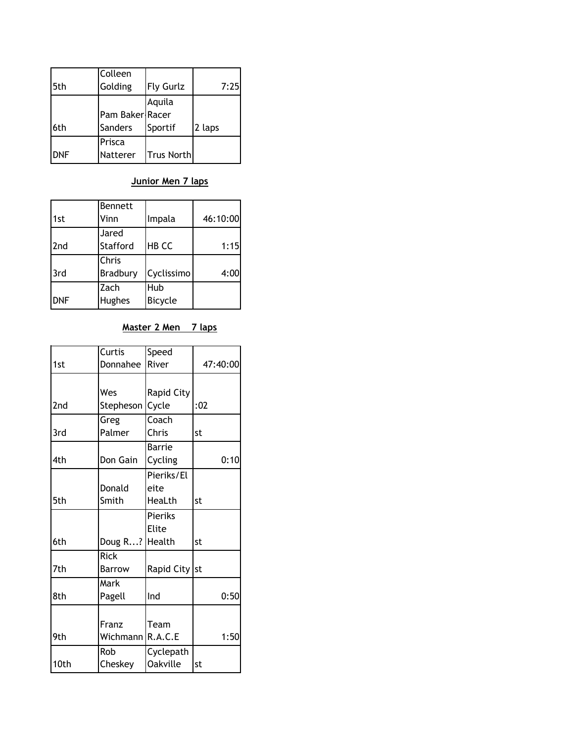| | | | |
|---|---|---|---|
| 5th | Colleen Golding | Fly Gurlz | 7:25 |
| 6th | Pam Baker-Sanders | Aquila Racer Sportif | 2 laps |
| DNF | Prisca Natterer | Trus North | |

## Junior Men 7 laps

| | | | |
|---|---|---|---|
| 1st | Bennett Vinn | Impala | 46:10:00 |
| 2nd | Jared Stafford | HB CC | 1:15 |
| 3rd | Chris Bradbury | Cyclissimo | 4:00 |
| DNF | Zach Hughes | Hub Bicycle | |

## Master 2 Men 7 laps

| | | | |
|---|---|---|---|
| 1st | Curtis Donnahee | Speed River | 47:40:00 |
| 2nd | Wes Stepheson | Rapid City Cycle | :02 |
| 3rd | Greg Palmer | Coach Chris | st |
| 4th | Don Gain | Barrie Cycling | 0:10 |
| 5th | Donald Smith | Pieriks/Eleite HeaLth | st |
| 6th | Doug R...? | Pieriks Elite Health | st |
| 7th | Rick Barrow | Rapid City | st |
| 8th | Mark Pagell | Ind | 0:50 |
| 9th | Franz Wichmann | Team R.A.C.E | 1:50 |
| 10th | Rob Cheskey | Cyclepath Oakville | st |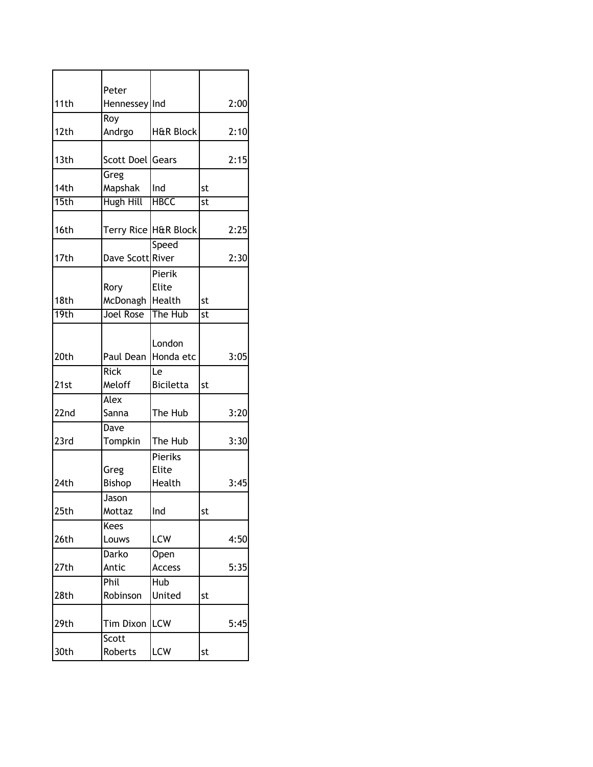| 11th | Peter Hennessey | Ind | | 2:00 |
|---|---|---|---|---|
| 12th | Roy Andrgo | H&R Block | | 2:10 |
| 13th | Scott Doel | Gears | | 2:15 |
| 14th | Greg Mapshak | Ind | st | |
| 15th | Hugh Hill | HBCC | st | |
| 16th | Terry Rice | H&R Block | | 2:25 |
| 17th | Dave Scott | Speed River | | 2:30 |
| 18th | Rory McDonagh | Pierik Elite Health | st | |
| 19th | Joel Rose | The Hub | st | |
| 20th | Paul Dean | London Honda etc | | 3:05 |
| 21st | Rick Meloff | Le Biciletta | st | |
| 22nd | Alex Sanna | The Hub | | 3:20 |
| 23rd | Dave Tompkin | The Hub | | 3:30 |
| 24th | Greg Bishop | Pieriks Elite Health | | 3:45 |
| 25th | Jason Mottaz | Ind | st | |
| 26th | Kees Louws | LCW | | 4:50 |
| 27th | Darko Antic | Open Access | | 5:35 |
| 28th | Phil Robinson | Hub United | st | |
| 29th | Tim Dixon | LCW | | 5:45 |
| 30th | Scott Roberts | LCW | st | |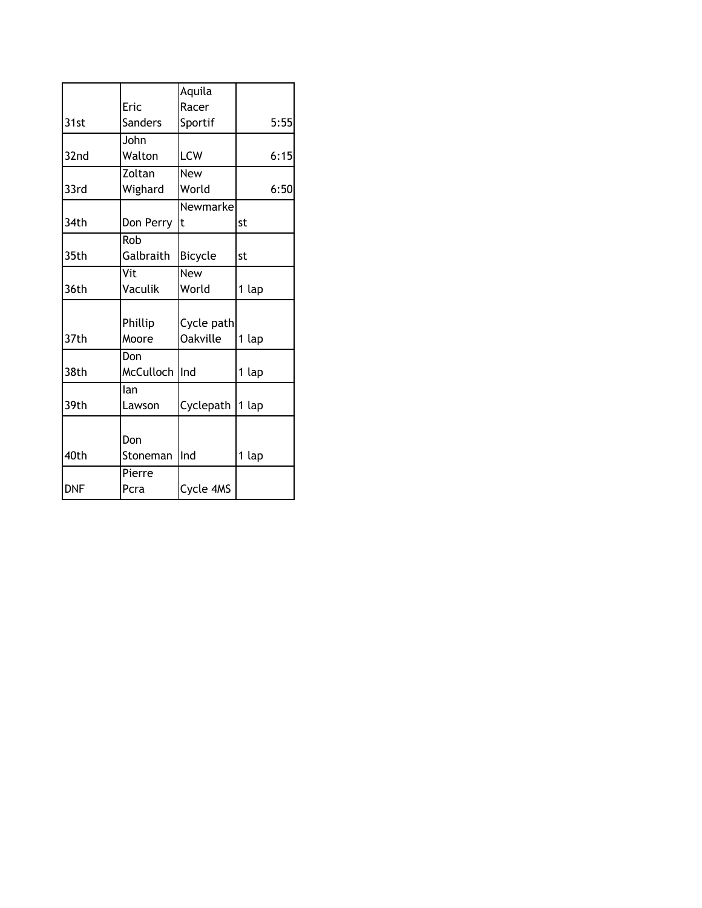| | | | |
|---|---|---|---|
| 31st | Eric Sanders | Aquila Racer Sportif | 5:55 |
| 32nd | John Walton | LCW | 6:15 |
| 33rd | Zoltan Wighard | New World | 6:50 |
| 34th | Don Perry | Newmarket | st |
| 35th | Rob Galbraith | Bicycle | st |
| 36th | Vit Vaculik | New World | 1 lap |
| 37th | Phillip Moore | Cycle path Oakville | 1 lap |
| 38th | Don McCulloch | Ind | 1 lap |
| 39th | Ian Lawson | Cyclepath | 1 lap |
| 40th | Don Stoneman | Ind | 1 lap |
| DNF | Pierre Pcra | Cycle 4MS | |